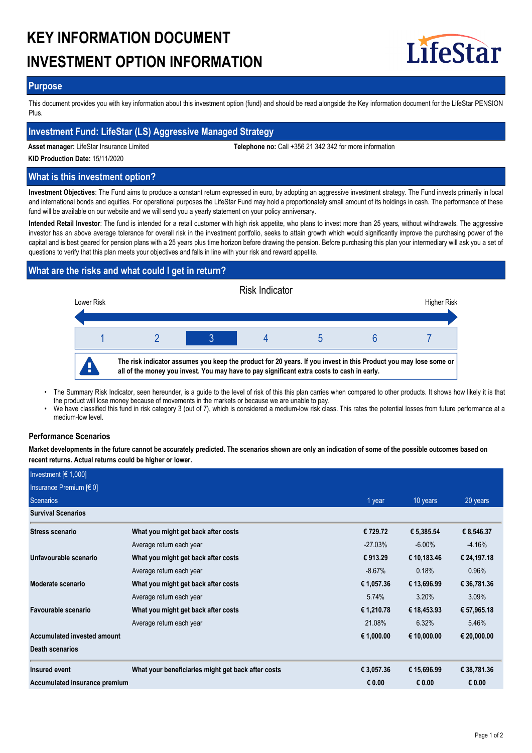# KEY INFORMATION DOCUMENT
# INVESTMENT OPTION INFORMATION

LifeStar

## Purpose

This document provides you with key information about this investment option (fund) and should be read alongside the Key information document for the LifeStar PENSION Plus.

## Investment Fund: LifeStar (LS) Aggressive Managed Strategy

**Asset manager:** LifeStar Insurance Limited **Telephone no:** Call +356 21 342 342 for more information

**KID Production Date:** 15/11/2020

## What is this investment option?

**Investment Objectives**: The Fund aims to produce a constant return expressed in euro, by adopting an aggressive investment strategy. The Fund invests primarily in local and international bonds and equities. For operational purposes the LifeStar Fund may hold a proportionately small amount of its holdings in cash. The performance of these fund will be available on our website and we will send you a yearly statement on your policy anniversary.

**Intended Retail Investor**: The fund is intended for a retail customer with high risk appetite, who plans to invest more than 25 years, without withdrawals. The aggressive investor has an above average tolerance for overall risk in the investment portfolio, seeks to attain growth which would significantly improve the purchasing power of the capital and is best geared for pension plans with a 25 years plus time horizon before drawing the pension. Before purchasing this plan your intermediary will ask you a set of questions to verify that this plan meets your objectives and falls in line with your risk and reward appetite.

## What are the risks and what could I get in return?

Risk Indicator

Lower Risk — Higher Risk

| 1 | 2 | **3** | 4 | 5 | 6 | 7 |
|---|---|---|---|---|---|---|

**The risk indicator assumes you keep the product for 20 years. If you invest in this Product you may lose some or all of the money you invest. You may have to pay significant extra costs to cash in early.**

- The Summary Risk Indicator, seen hereunder, is a guide to the level of risk of this this plan carries when compared to other products. It shows how likely it is that the product will lose money because of movements in the markets or because we are unable to pay.
- We have classified this fund in risk category 3 (out of 7), which is considered a medium-low risk class. This rates the potential losses from future performance at a medium-low level.

### Performance Scenarios

**Market developments in the future cannot be accurately predicted. The scenarios shown are only an indication of some of the possible outcomes based on recent returns. Actual returns could be higher or lower.**

| Investment [€ 1,000]<br>Insurance Premium [€ 0]<br>Scenarios | | 1 year | 10 years | 20 years |
|---|---|---|---|---|
| **Survival Scenarios** | | | | |
| **Stress scenario** | **What you might get back after costs** | **€ 729.72** | **€ 5,385.54** | **€ 8,546.37** |
| | Average return each year | -27.03% | -6.00% | -4.16% |
| **Unfavourable scenario** | **What you might get back after costs** | **€ 913.29** | **€ 10,183.46** | **€ 24,197.18** |
| | Average return each year | -8.67% | 0.18% | 0.96% |
| **Moderate scenario** | **What you might get back after costs** | **€ 1,057.36** | **€ 13,696.99** | **€ 36,781.36** |
| | Average return each year | 5.74% | 3.20% | 3.09% |
| **Favourable scenario** | **What you might get back after costs** | **€ 1,210.78** | **€ 18,453.93** | **€ 57,965.18** |
| | Average return each year | 21.08% | 6.32% | 5.46% |
| **Accumulated invested amount** | | **€ 1,000.00** | **€ 10,000.00** | **€ 20,000.00** |
| **Death scenarios** | | | | |
| **Insured event** | **What your beneficiaries might get back after costs** | **€ 3,057.36** | **€ 15,696.99** | **€ 38,781.36** |
| **Accumulated insurance premium** | | **€ 0.00** | **€ 0.00** | **€ 0.00** |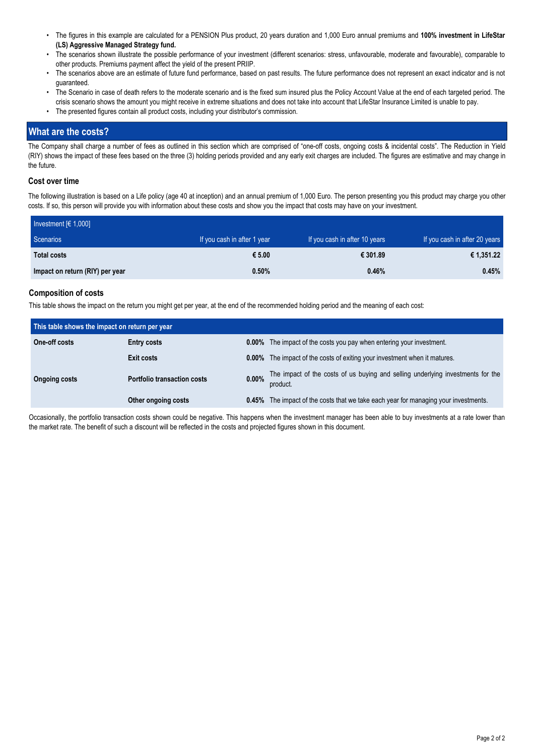- The figures in this example are calculated for a PENSION Plus product, 20 years duration and 1,000 Euro annual premiums and **100% investment in LifeStar (LS) Aggressive Managed Strategy fund.**
- The scenarios shown illustrate the possible performance of your investment (different scenarios: stress, unfavourable, moderate and favourable), comparable to other products. Premiums payment affect the yield of the present PRIIP.
- The scenarios above are an estimate of future fund performance, based on past results. The future performance does not represent an exact indicator and is not guaranteed.
- The Scenario in case of death refers to the moderate scenario and is the fixed sum insured plus the Policy Account Value at the end of each targeted period. The crisis scenario shows the amount you might receive in extreme situations and does not take into account that LifeStar Insurance Limited is unable to pay.
- The presented figures contain all product costs, including your distributor's commission.

## What are the costs?

The Company shall charge a number of fees as outlined in this section which are comprised of "one-off costs, ongoing costs & incidental costs". The Reduction in Yield (RIY) shows the impact of these fees based on the three (3) holding periods provided and any early exit charges are included. The figures are estimative and may change in the future.

### Cost over time

The following illustration is based on a Life policy (age 40 at inception) and an annual premium of 1,000 Euro. The person presenting you this product may charge you other costs. If so, this person will provide you with information about these costs and show you the impact that costs may have on your investment.

| Investment [€ 1,000] | | | |
|---|---|---|---|
| Scenarios | If you cash in after 1 year | If you cash in after 10 years | If you cash in after 20 years |
| **Total costs** | **€ 5.00** | **€ 301.89** | **€ 1,351.22** |
| **Impact on return (RIY) per year** | **0.50%** | **0.46%** | **0.45%** |

### Composition of costs

This table shows the impact on the return you might get per year, at the end of the recommended holding period and the meaning of each cost:

| This table shows the impact on return per year | | | |
|---|---|---|---|
| **One-off costs** | **Entry costs** | **0.00%** | The impact of the costs you pay when entering your investment. |
| | **Exit costs** | **0.00%** | The impact of the costs of exiting your investment when it matures. |
| **Ongoing costs** | **Portfolio transaction costs** | **0.00%** | The impact of the costs of us buying and selling underlying investments for the product. |
| | **Other ongoing costs** | **0.45%** | The impact of the costs that we take each year for managing your investments. |

Occasionally, the portfolio transaction costs shown could be negative. This happens when the investment manager has been able to buy investments at a rate lower than the market rate. The benefit of such a discount will be reflected in the costs and projected figures shown in this document.